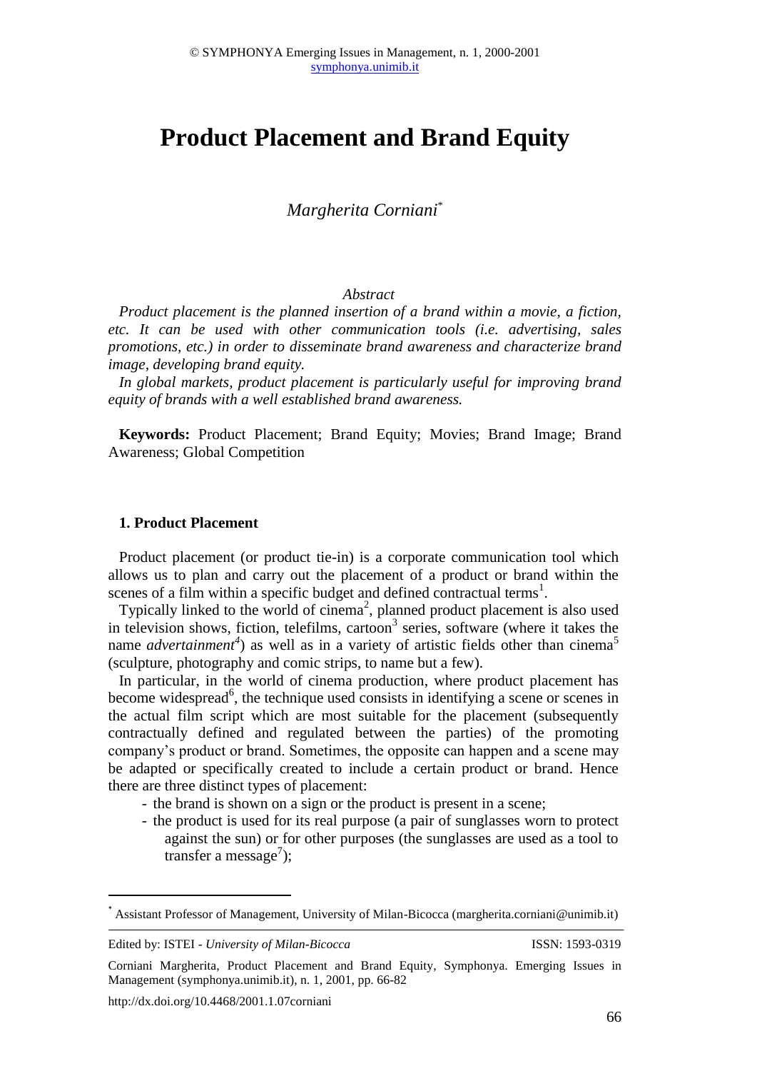# Product Placement and Brand Equity

*Margherita Corniani*[*]

*Abstract*

*Product placement is the planned insertion of a brand within a movie, a fiction, etc. It can be used with other communication tools (i.e. advertising, sales promotions, etc.) in order to disseminate brand awareness and characterize brand image, developing brand equity.*

*In global markets, product placement is particularly useful for improving brand equity of brands with a well established brand awareness.*

**Keywords:** Product Placement; Brand Equity; Movies; Brand Image; Brand Awareness; Global Competition

## 1. Product Placement

Product placement (or product tie-in) is a corporate communication tool which allows us to plan and carry out the placement of a product or brand within the scenes of a film within a specific budget and defined contractual terms[1].

Typically linked to the world of cinema[2], planned product placement is also used in television shows, fiction, telefilms, cartoon[3] series, software (where it takes the name *advertainment*[4]) as well as in a variety of artistic fields other than cinema[5] (sculpture, photography and comic strips, to name but a few).

In particular, in the world of cinema production, where product placement has become widespread[6], the technique used consists in identifying a scene or scenes in the actual film script which are most suitable for the placement (subsequently contractually defined and regulated between the parties) of the promoting company's product or brand. Sometimes, the opposite can happen and a scene may be adapted or specifically created to include a certain product or brand. Hence there are three distinct types of placement:

- the brand is shown on a sign or the product is present in a scene;
- the product is used for its real purpose (a pair of sunglasses worn to protect against the sun) or for other purposes (the sunglasses are used as a tool to transfer a message[7]);

---

[*] Assistant Professor of Management, University of Milan-Bicocca (margherita.corniani@unimib.it)

Edited by: ISTEI - *University of Milan-Bicocca* ISSN: 1593-0319

Corniani Margherita, Product Placement and Brand Equity, Symphonya. Emerging Issues in Management (symphonya.unimib.it), n. 1, 2001, pp. 66-82

http://dx.doi.org/10.4468/2001.1.07corniani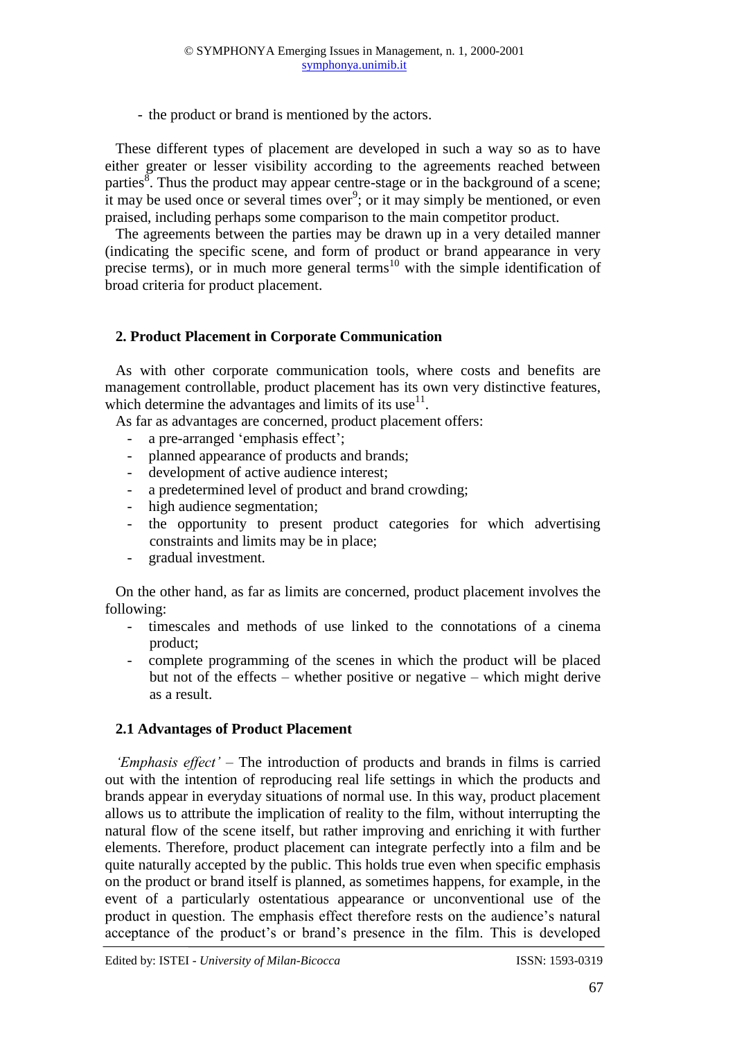- the product or brand is mentioned by the actors.

These different types of placement are developed in such a way so as to have either greater or lesser visibility according to the agreements reached between parties[8]. Thus the product may appear centre-stage or in the background of a scene; it may be used once or several times over[9]; or it may simply be mentioned, or even praised, including perhaps some comparison to the main competitor product.

The agreements between the parties may be drawn up in a very detailed manner (indicating the specific scene, and form of product or brand appearance in very precise terms), or in much more general terms[10] with the simple identification of broad criteria for product placement.

## 2. Product Placement in Corporate Communication

As with other corporate communication tools, where costs and benefits are management controllable, product placement has its own very distinctive features, which determine the advantages and limits of its use[11].

As far as advantages are concerned, product placement offers:

- a pre-arranged 'emphasis effect';
- planned appearance of products and brands;
- development of active audience interest;
- a predetermined level of product and brand crowding;
- high audience segmentation;
- the opportunity to present product categories for which advertising constraints and limits may be in place;
- gradual investment.

On the other hand, as far as limits are concerned, product placement involves the following:

- timescales and methods of use linked to the connotations of a cinema product;
- complete programming of the scenes in which the product will be placed but not of the effects – whether positive or negative – which might derive as a result.

### 2.1 Advantages of Product Placement

*'Emphasis effect'* – The introduction of products and brands in films is carried out with the intention of reproducing real life settings in which the products and brands appear in everyday situations of normal use. In this way, product placement allows us to attribute the implication of reality to the film, without interrupting the natural flow of the scene itself, but rather improving and enriching it with further elements. Therefore, product placement can integrate perfectly into a film and be quite naturally accepted by the public. This holds true even when specific emphasis on the product or brand itself is planned, as sometimes happens, for example, in the event of a particularly ostentatious appearance or unconventional use of the product in question. The emphasis effect therefore rests on the audience's natural acceptance of the product's or brand's presence in the film. This is developed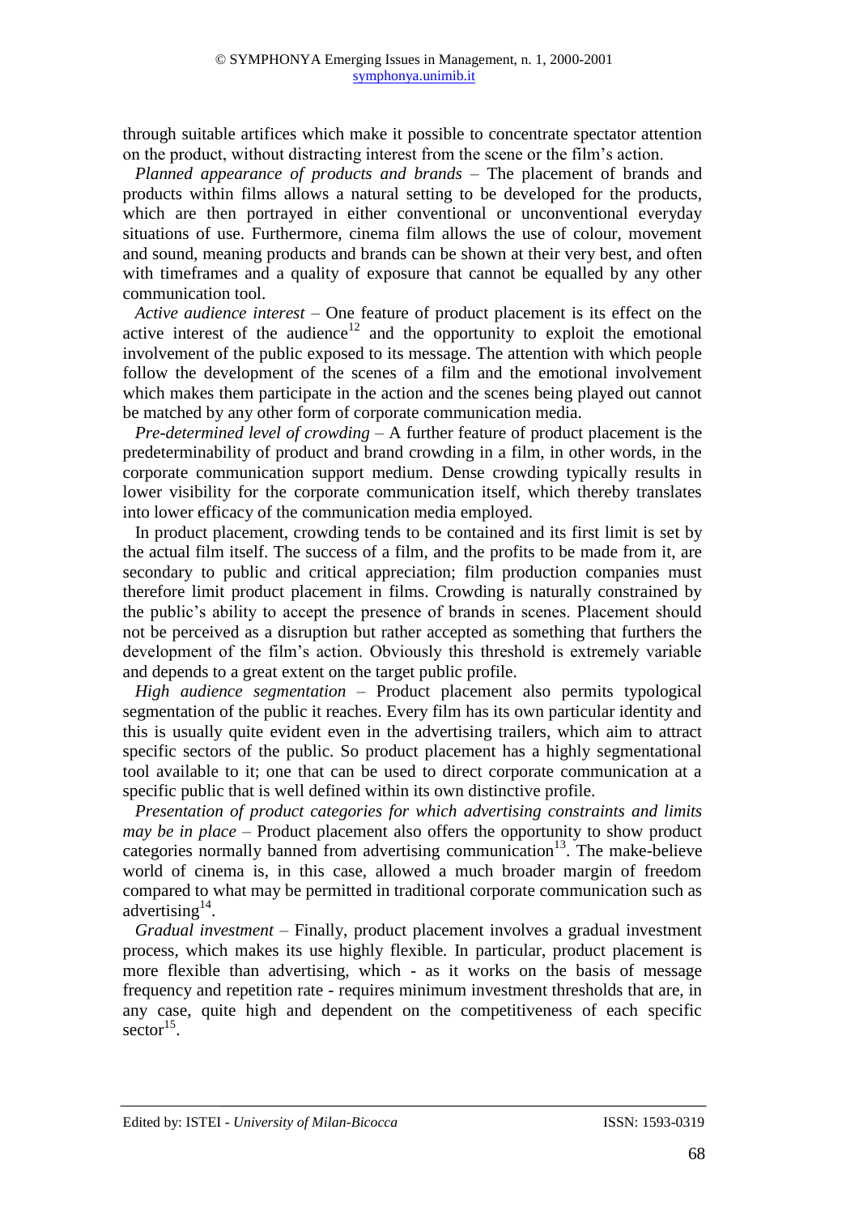through suitable artifices which make it possible to concentrate spectator attention on the product, without distracting interest from the scene or the film's action.

*Planned appearance of products and brands* – The placement of brands and products within films allows a natural setting to be developed for the products, which are then portrayed in either conventional or unconventional everyday situations of use. Furthermore, cinema film allows the use of colour, movement and sound, meaning products and brands can be shown at their very best, and often with timeframes and a quality of exposure that cannot be equalled by any other communication tool.

*Active audience interest* – One feature of product placement is its effect on the active interest of the audience[12] and the opportunity to exploit the emotional involvement of the public exposed to its message. The attention with which people follow the development of the scenes of a film and the emotional involvement which makes them participate in the action and the scenes being played out cannot be matched by any other form of corporate communication media.

*Pre-determined level of crowding* – A further feature of product placement is the predeterminability of product and brand crowding in a film, in other words, in the corporate communication support medium. Dense crowding typically results in lower visibility for the corporate communication itself, which thereby translates into lower efficacy of the communication media employed.

In product placement, crowding tends to be contained and its first limit is set by the actual film itself. The success of a film, and the profits to be made from it, are secondary to public and critical appreciation; film production companies must therefore limit product placement in films. Crowding is naturally constrained by the public's ability to accept the presence of brands in scenes. Placement should not be perceived as a disruption but rather accepted as something that furthers the development of the film's action. Obviously this threshold is extremely variable and depends to a great extent on the target public profile.

*High audience segmentation* – Product placement also permits typological segmentation of the public it reaches. Every film has its own particular identity and this is usually quite evident even in the advertising trailers, which aim to attract specific sectors of the public. So product placement has a highly segmentational tool available to it; one that can be used to direct corporate communication at a specific public that is well defined within its own distinctive profile.

*Presentation of product categories for which advertising constraints and limits may be in place* – Product placement also offers the opportunity to show product categories normally banned from advertising communication[13]. The make-believe world of cinema is, in this case, allowed a much broader margin of freedom compared to what may be permitted in traditional corporate communication such as advertising[14].

*Gradual investment* – Finally, product placement involves a gradual investment process, which makes its use highly flexible. In particular, product placement is more flexible than advertising, which - as it works on the basis of message frequency and repetition rate - requires minimum investment thresholds that are, in any case, quite high and dependent on the competitiveness of each specific sector[15].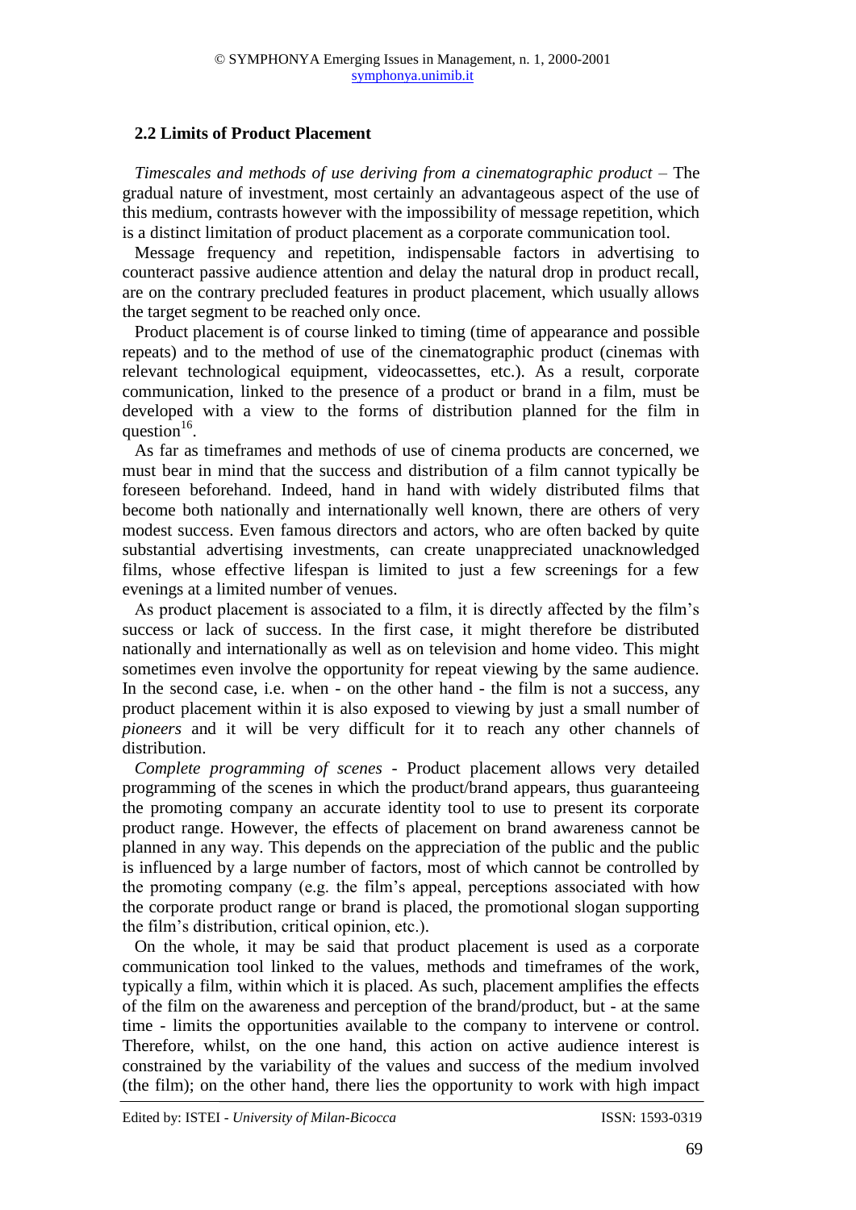## 2.2 Limits of Product Placement

*Timescales and methods of use deriving from a cinematographic product* – The gradual nature of investment, most certainly an advantageous aspect of the use of this medium, contrasts however with the impossibility of message repetition, which is a distinct limitation of product placement as a corporate communication tool.

Message frequency and repetition, indispensable factors in advertising to counteract passive audience attention and delay the natural drop in product recall, are on the contrary precluded features in product placement, which usually allows the target segment to be reached only once.

Product placement is of course linked to timing (time of appearance and possible repeats) and to the method of use of the cinematographic product (cinemas with relevant technological equipment, videocassettes, etc.). As a result, corporate communication, linked to the presence of a product or brand in a film, must be developed with a view to the forms of distribution planned for the film in question[16].

As far as timeframes and methods of use of cinema products are concerned, we must bear in mind that the success and distribution of a film cannot typically be foreseen beforehand. Indeed, hand in hand with widely distributed films that become both nationally and internationally well known, there are others of very modest success. Even famous directors and actors, who are often backed by quite substantial advertising investments, can create unappreciated unacknowledged films, whose effective lifespan is limited to just a few screenings for a few evenings at a limited number of venues.

As product placement is associated to a film, it is directly affected by the film's success or lack of success. In the first case, it might therefore be distributed nationally and internationally as well as on television and home video. This might sometimes even involve the opportunity for repeat viewing by the same audience. In the second case, i.e. when - on the other hand - the film is not a success, any product placement within it is also exposed to viewing by just a small number of *pioneers* and it will be very difficult for it to reach any other channels of distribution.

*Complete programming of scenes* - Product placement allows very detailed programming of the scenes in which the product/brand appears, thus guaranteeing the promoting company an accurate identity tool to use to present its corporate product range. However, the effects of placement on brand awareness cannot be planned in any way. This depends on the appreciation of the public and the public is influenced by a large number of factors, most of which cannot be controlled by the promoting company (e.g. the film's appeal, perceptions associated with how the corporate product range or brand is placed, the promotional slogan supporting the film's distribution, critical opinion, etc.).

On the whole, it may be said that product placement is used as a corporate communication tool linked to the values, methods and timeframes of the work, typically a film, within which it is placed. As such, placement amplifies the effects of the film on the awareness and perception of the brand/product, but - at the same time - limits the opportunities available to the company to intervene or control. Therefore, whilst, on the one hand, this action on active audience interest is constrained by the variability of the values and success of the medium involved (the film); on the other hand, there lies the opportunity to work with high impact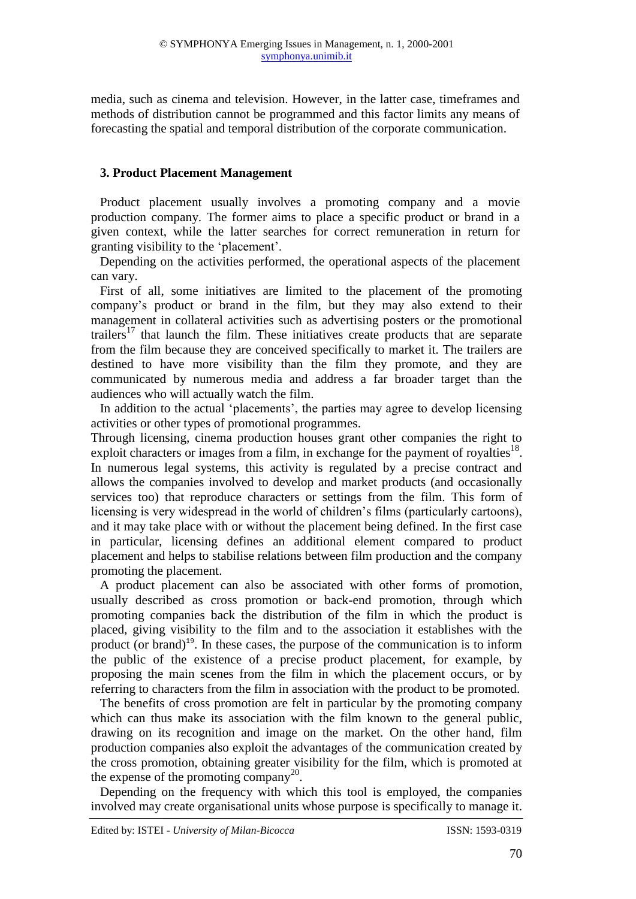media, such as cinema and television. However, in the latter case, timeframes and methods of distribution cannot be programmed and this factor limits any means of forecasting the spatial and temporal distribution of the corporate communication.

## 3. Product Placement Management

Product placement usually involves a promoting company and a movie production company. The former aims to place a specific product or brand in a given context, while the latter searches for correct remuneration in return for granting visibility to the 'placement'.

Depending on the activities performed, the operational aspects of the placement can vary.

First of all, some initiatives are limited to the placement of the promoting company's product or brand in the film, but they may also extend to their management in collateral activities such as advertising posters or the promotional trailers[17] that launch the film. These initiatives create products that are separate from the film because they are conceived specifically to market it. The trailers are destined to have more visibility than the film they promote, and they are communicated by numerous media and address a far broader target than the audiences who will actually watch the film.

In addition to the actual 'placements', the parties may agree to develop licensing activities or other types of promotional programmes.

Through licensing, cinema production houses grant other companies the right to exploit characters or images from a film, in exchange for the payment of royalties[18]. In numerous legal systems, this activity is regulated by a precise contract and allows the companies involved to develop and market products (and occasionally services too) that reproduce characters or settings from the film. This form of licensing is very widespread in the world of children's films (particularly cartoons), and it may take place with or without the placement being defined. In the first case in particular, licensing defines an additional element compared to product placement and helps to stabilise relations between film production and the company promoting the placement.

A product placement can also be associated with other forms of promotion, usually described as cross promotion or back-end promotion, through which promoting companies back the distribution of the film in which the product is placed, giving visibility to the film and to the association it establishes with the product (or brand)[19]. In these cases, the purpose of the communication is to inform the public of the existence of a precise product placement, for example, by proposing the main scenes from the film in which the placement occurs, or by referring to characters from the film in association with the product to be promoted.

The benefits of cross promotion are felt in particular by the promoting company which can thus make its association with the film known to the general public, drawing on its recognition and image on the market. On the other hand, film production companies also exploit the advantages of the communication created by the cross promotion, obtaining greater visibility for the film, which is promoted at the expense of the promoting company[20].

Depending on the frequency with which this tool is employed, the companies involved may create organisational units whose purpose is specifically to manage it.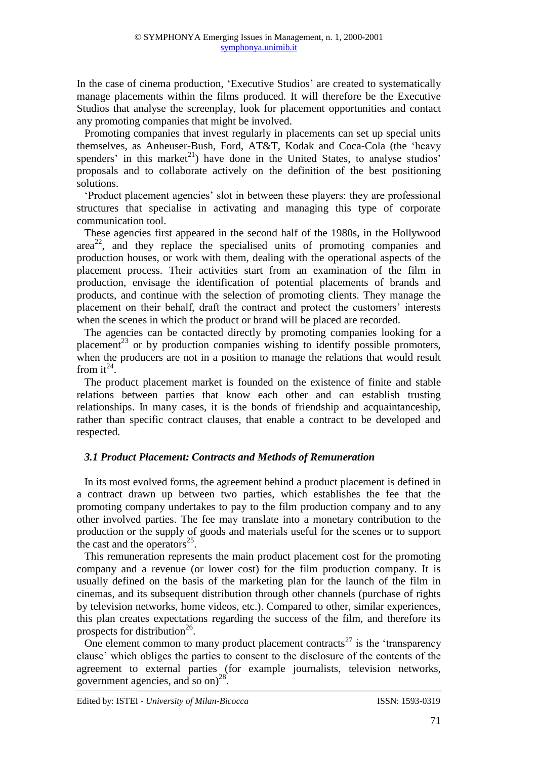In the case of cinema production, 'Executive Studios' are created to systematically manage placements within the films produced. It will therefore be the Executive Studios that analyse the screenplay, look for placement opportunities and contact any promoting companies that might be involved.

Promoting companies that invest regularly in placements can set up special units themselves, as Anheuser-Bush, Ford, AT&T, Kodak and Coca-Cola (the 'heavy spenders' in this market[21]) have done in the United States, to analyse studios' proposals and to collaborate actively on the definition of the best positioning solutions.

'Product placement agencies' slot in between these players: they are professional structures that specialise in activating and managing this type of corporate communication tool.

These agencies first appeared in the second half of the 1980s, in the Hollywood area[22], and they replace the specialised units of promoting companies and production houses, or work with them, dealing with the operational aspects of the placement process. Their activities start from an examination of the film in production, envisage the identification of potential placements of brands and products, and continue with the selection of promoting clients. They manage the placement on their behalf, draft the contract and protect the customers' interests when the scenes in which the product or brand will be placed are recorded.

The agencies can be contacted directly by promoting companies looking for a placement[23] or by production companies wishing to identify possible promoters, when the producers are not in a position to manage the relations that would result from it[24].

The product placement market is founded on the existence of finite and stable relations between parties that know each other and can establish trusting relationships. In many cases, it is the bonds of friendship and acquaintanceship, rather than specific contract clauses, that enable a contract to be developed and respected.

### *3.1 Product Placement: Contracts and Methods of Remuneration*

In its most evolved forms, the agreement behind a product placement is defined in a contract drawn up between two parties, which establishes the fee that the promoting company undertakes to pay to the film production company and to any other involved parties. The fee may translate into a monetary contribution to the production or the supply of goods and materials useful for the scenes or to support the cast and the operators[25].

This remuneration represents the main product placement cost for the promoting company and a revenue (or lower cost) for the film production company. It is usually defined on the basis of the marketing plan for the launch of the film in cinemas, and its subsequent distribution through other channels (purchase of rights by television networks, home videos, etc.). Compared to other, similar experiences, this plan creates expectations regarding the success of the film, and therefore its prospects for distribution[26].

One element common to many product placement contracts[27] is the 'transparency clause' which obliges the parties to consent to the disclosure of the contents of the agreement to external parties (for example journalists, television networks, government agencies, and so on)[28].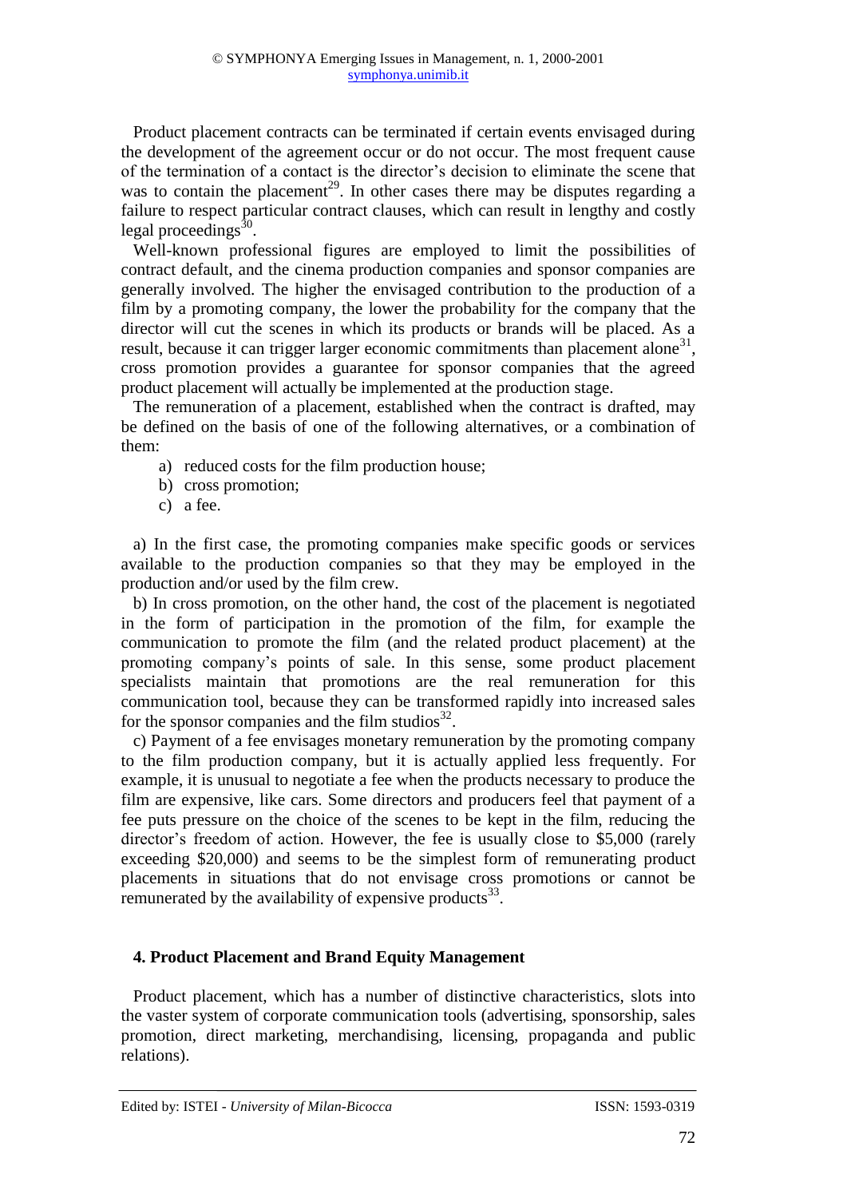Product placement contracts can be terminated if certain events envisaged during the development of the agreement occur or do not occur. The most frequent cause of the termination of a contact is the director's decision to eliminate the scene that was to contain the placement[29]. In other cases there may be disputes regarding a failure to respect particular contract clauses, which can result in lengthy and costly legal proceedings[30].

Well-known professional figures are employed to limit the possibilities of contract default, and the cinema production companies and sponsor companies are generally involved. The higher the envisaged contribution to the production of a film by a promoting company, the lower the probability for the company that the director will cut the scenes in which its products or brands will be placed. As a result, because it can trigger larger economic commitments than placement alone[31], cross promotion provides a guarantee for sponsor companies that the agreed product placement will actually be implemented at the production stage.

The remuneration of a placement, established when the contract is drafted, may be defined on the basis of one of the following alternatives, or a combination of them:

a) reduced costs for the film production house;
b) cross promotion;
c) a fee.

a) In the first case, the promoting companies make specific goods or services available to the production companies so that they may be employed in the production and/or used by the film crew.

b) In cross promotion, on the other hand, the cost of the placement is negotiated in the form of participation in the promotion of the film, for example the communication to promote the film (and the related product placement) at the promoting company's points of sale. In this sense, some product placement specialists maintain that promotions are the real remuneration for this communication tool, because they can be transformed rapidly into increased sales for the sponsor companies and the film studios[32].

c) Payment of a fee envisages monetary remuneration by the promoting company to the film production company, but it is actually applied less frequently. For example, it is unusual to negotiate a fee when the products necessary to produce the film are expensive, like cars. Some directors and producers feel that payment of a fee puts pressure on the choice of the scenes to be kept in the film, reducing the director's freedom of action. However, the fee is usually close to \$5,000 (rarely exceeding \$20,000) and seems to be the simplest form of remunerating product placements in situations that do not envisage cross promotions or cannot be remunerated by the availability of expensive products[33].

## 4. Product Placement and Brand Equity Management

Product placement, which has a number of distinctive characteristics, slots into the vaster system of corporate communication tools (advertising, sponsorship, sales promotion, direct marketing, merchandising, licensing, propaganda and public relations).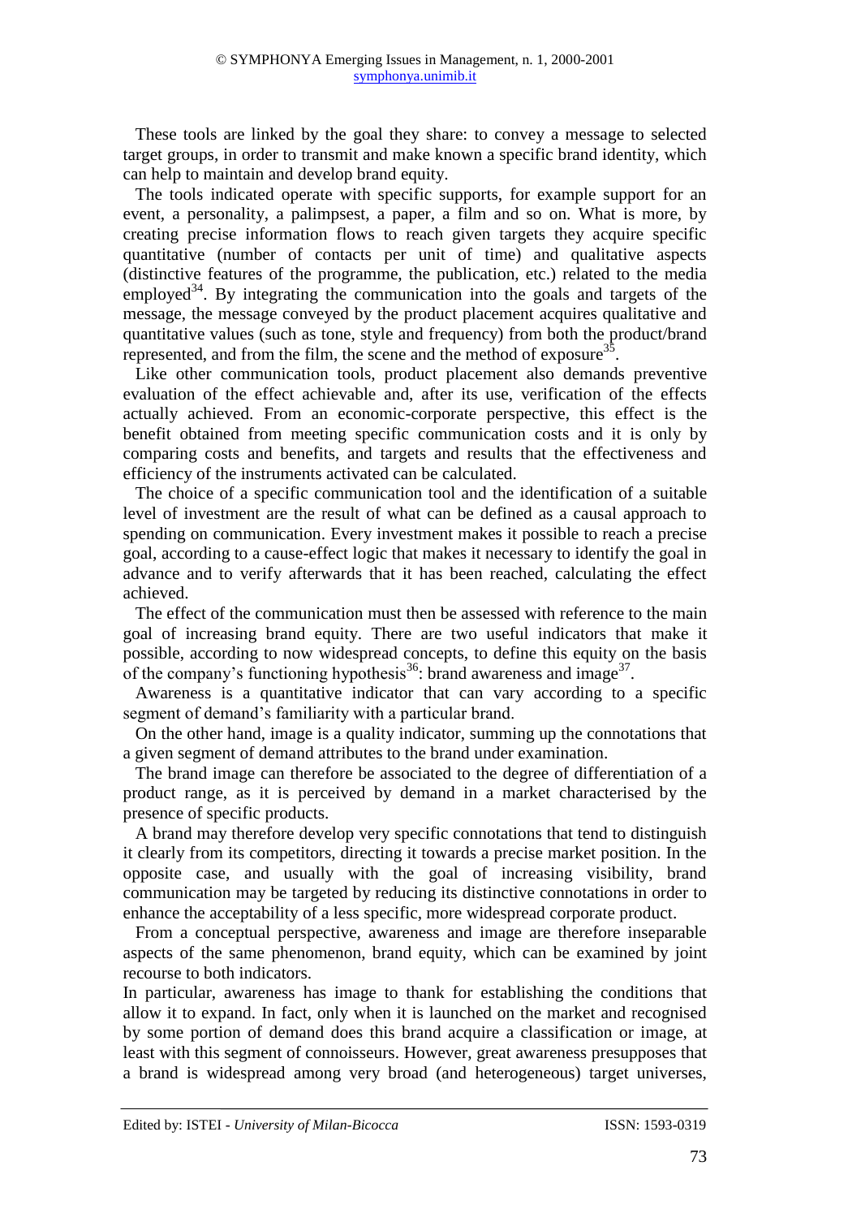These tools are linked by the goal they share: to convey a message to selected target groups, in order to transmit and make known a specific brand identity, which can help to maintain and develop brand equity.

The tools indicated operate with specific supports, for example support for an event, a personality, a palimpsest, a paper, a film and so on. What is more, by creating precise information flows to reach given targets they acquire specific quantitative (number of contacts per unit of time) and qualitative aspects (distinctive features of the programme, the publication, etc.) related to the media employed[34]. By integrating the communication into the goals and targets of the message, the message conveyed by the product placement acquires qualitative and quantitative values (such as tone, style and frequency) from both the product/brand represented, and from the film, the scene and the method of exposure[35].

Like other communication tools, product placement also demands preventive evaluation of the effect achievable and, after its use, verification of the effects actually achieved. From an economic-corporate perspective, this effect is the benefit obtained from meeting specific communication costs and it is only by comparing costs and benefits, and targets and results that the effectiveness and efficiency of the instruments activated can be calculated.

The choice of a specific communication tool and the identification of a suitable level of investment are the result of what can be defined as a causal approach to spending on communication. Every investment makes it possible to reach a precise goal, according to a cause-effect logic that makes it necessary to identify the goal in advance and to verify afterwards that it has been reached, calculating the effect achieved.

The effect of the communication must then be assessed with reference to the main goal of increasing brand equity. There are two useful indicators that make it possible, according to now widespread concepts, to define this equity on the basis of the company's functioning hypothesis[36]: brand awareness and image[37].

Awareness is a quantitative indicator that can vary according to a specific segment of demand's familiarity with a particular brand.

On the other hand, image is a quality indicator, summing up the connotations that a given segment of demand attributes to the brand under examination.

The brand image can therefore be associated to the degree of differentiation of a product range, as it is perceived by demand in a market characterised by the presence of specific products.

A brand may therefore develop very specific connotations that tend to distinguish it clearly from its competitors, directing it towards a precise market position. In the opposite case, and usually with the goal of increasing visibility, brand communication may be targeted by reducing its distinctive connotations in order to enhance the acceptability of a less specific, more widespread corporate product.

From a conceptual perspective, awareness and image are therefore inseparable aspects of the same phenomenon, brand equity, which can be examined by joint recourse to both indicators.

In particular, awareness has image to thank for establishing the conditions that allow it to expand. In fact, only when it is launched on the market and recognised by some portion of demand does this brand acquire a classification or image, at least with this segment of connoisseurs. However, great awareness presupposes that a brand is widespread among very broad (and heterogeneous) target universes,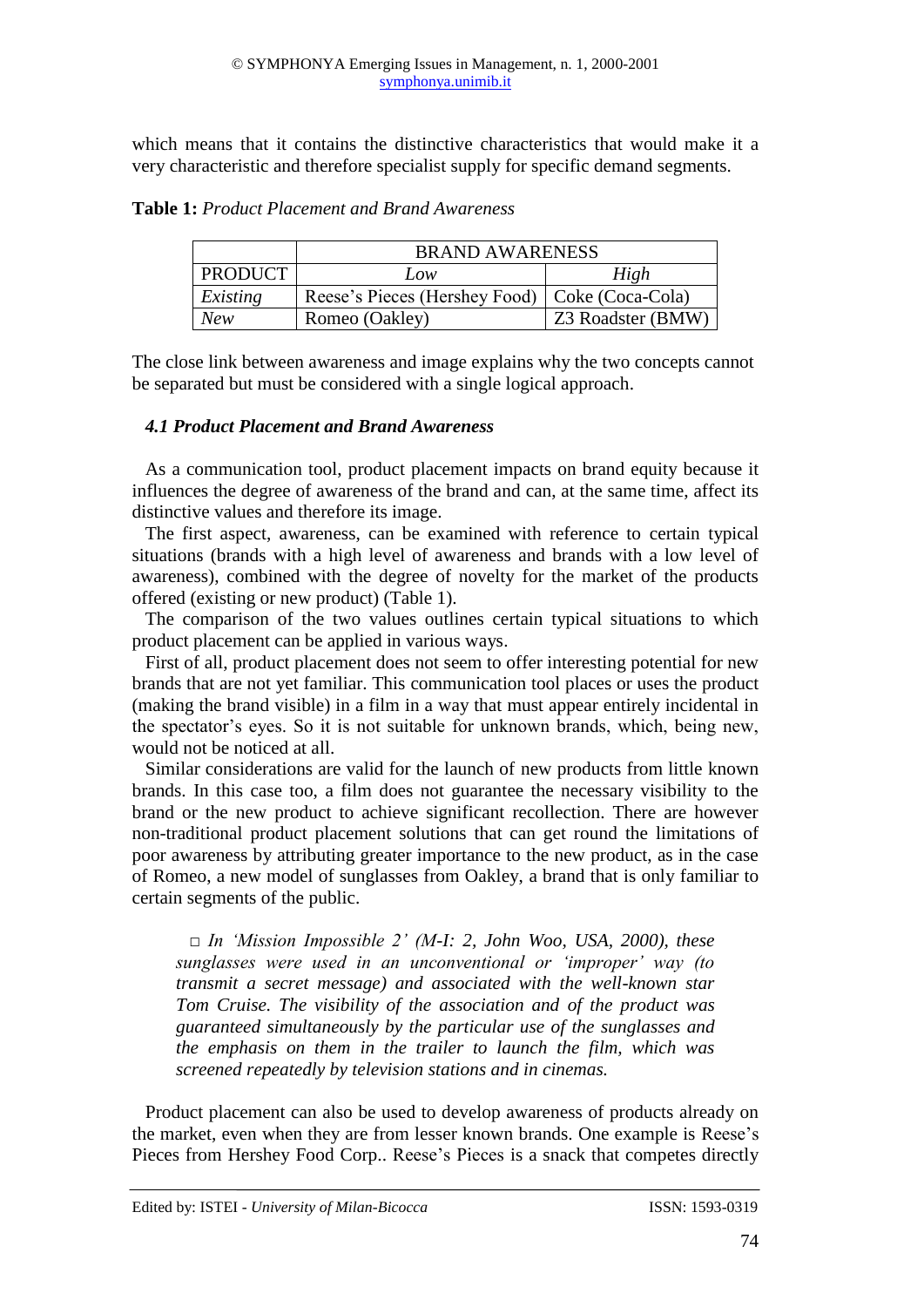which means that it contains the distinctive characteristics that would make it a very characteristic and therefore specialist supply for specific demand segments.

**Table 1:** *Product Placement and Brand Awareness*

| | BRAND AWARENESS | |
|---|---|---|
| PRODUCT | *Low* | *High* |
| *Existing* | Reese's Pieces (Hershey Food) | Coke (Coca-Cola) |
| *New* | Romeo (Oakley) | Z3 Roadster (BMW) |

The close link between awareness and image explains why the two concepts cannot be separated but must be considered with a single logical approach.

### *4.1 Product Placement and Brand Awareness*

As a communication tool, product placement impacts on brand equity because it influences the degree of awareness of the brand and can, at the same time, affect its distinctive values and therefore its image.

The first aspect, awareness, can be examined with reference to certain typical situations (brands with a high level of awareness and brands with a low level of awareness), combined with the degree of novelty for the market of the products offered (existing or new product) (Table 1).

The comparison of the two values outlines certain typical situations to which product placement can be applied in various ways.

First of all, product placement does not seem to offer interesting potential for new brands that are not yet familiar. This communication tool places or uses the product (making the brand visible) in a film in a way that must appear entirely incidental in the spectator's eyes. So it is not suitable for unknown brands, which, being new, would not be noticed at all.

Similar considerations are valid for the launch of new products from little known brands. In this case too, a film does not guarantee the necessary visibility to the brand or the new product to achieve significant recollection. There are however non-traditional product placement solutions that can get round the limitations of poor awareness by attributing greater importance to the new product, as in the case of Romeo, a new model of sunglasses from Oakley, a brand that is only familiar to certain segments of the public.

> □ *In 'Mission Impossible 2' (M-I: 2, John Woo, USA, 2000), these sunglasses were used in an unconventional or 'improper' way (to transmit a secret message) and associated with the well-known star Tom Cruise. The visibility of the association and of the product was guaranteed simultaneously by the particular use of the sunglasses and the emphasis on them in the trailer to launch the film, which was screened repeatedly by television stations and in cinemas.*

Product placement can also be used to develop awareness of products already on the market, even when they are from lesser known brands. One example is Reese's Pieces from Hershey Food Corp.. Reese's Pieces is a snack that competes directly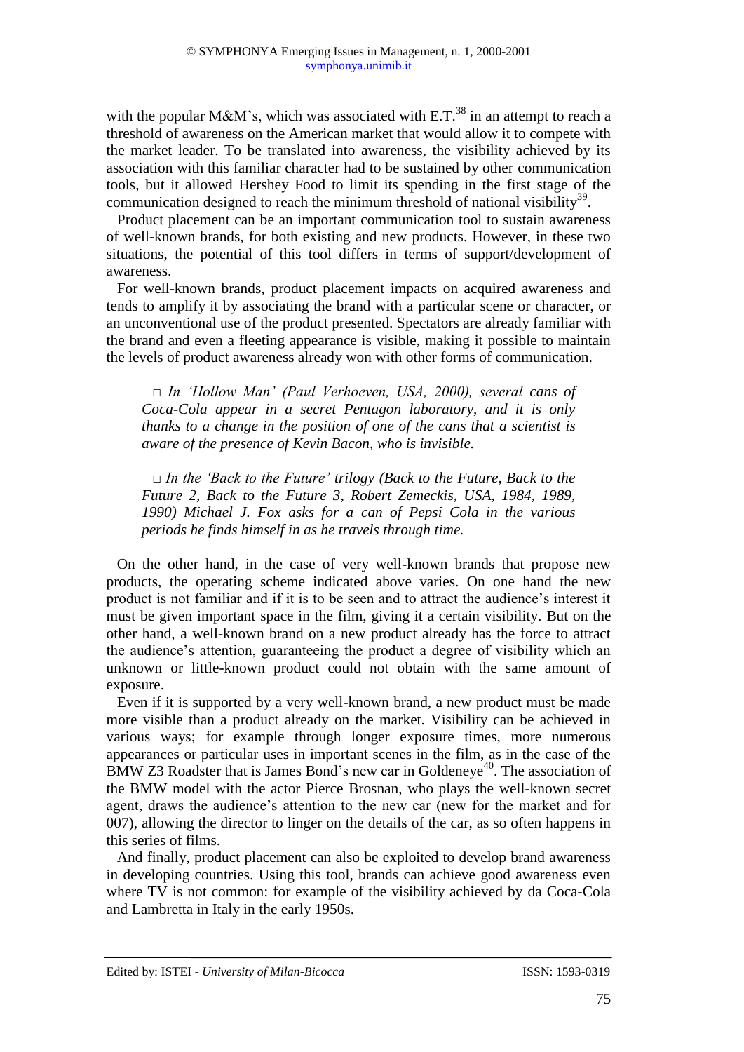with the popular M&M's, which was associated with E.T.[38] in an attempt to reach a threshold of awareness on the American market that would allow it to compete with the market leader. To be translated into awareness, the visibility achieved by its association with this familiar character had to be sustained by other communication tools, but it allowed Hershey Food to limit its spending in the first stage of the communication designed to reach the minimum threshold of national visibility[39].

Product placement can be an important communication tool to sustain awareness of well-known brands, for both existing and new products. However, in these two situations, the potential of this tool differs in terms of support/development of awareness.

For well-known brands, product placement impacts on acquired awareness and tends to amplify it by associating the brand with a particular scene or character, or an unconventional use of the product presented. Spectators are already familiar with the brand and even a fleeting appearance is visible, making it possible to maintain the levels of product awareness already won with other forms of communication.

> □ *In 'Hollow Man' (Paul Verhoeven, USA, 2000), several cans of Coca-Cola appear in a secret Pentagon laboratory, and it is only thanks to a change in the position of one of the cans that a scientist is aware of the presence of Kevin Bacon, who is invisible.*
>
> □ *In the 'Back to the Future' trilogy (Back to the Future, Back to the Future 2, Back to the Future 3, Robert Zemeckis, USA, 1984, 1989, 1990) Michael J. Fox asks for a can of Pepsi Cola in the various periods he finds himself in as he travels through time.*

On the other hand, in the case of very well-known brands that propose new products, the operating scheme indicated above varies. On one hand the new product is not familiar and if it is to be seen and to attract the audience's interest it must be given important space in the film, giving it a certain visibility. But on the other hand, a well-known brand on a new product already has the force to attract the audience's attention, guaranteeing the product a degree of visibility which an unknown or little-known product could not obtain with the same amount of exposure.

Even if it is supported by a very well-known brand, a new product must be made more visible than a product already on the market. Visibility can be achieved in various ways; for example through longer exposure times, more numerous appearances or particular uses in important scenes in the film, as in the case of the BMW Z3 Roadster that is James Bond's new car in Goldeneye[40]. The association of the BMW model with the actor Pierce Brosnan, who plays the well-known secret agent, draws the audience's attention to the new car (new for the market and for 007), allowing the director to linger on the details of the car, as so often happens in this series of films.

And finally, product placement can also be exploited to develop brand awareness in developing countries. Using this tool, brands can achieve good awareness even where TV is not common: for example of the visibility achieved by da Coca-Cola and Lambretta in Italy in the early 1950s.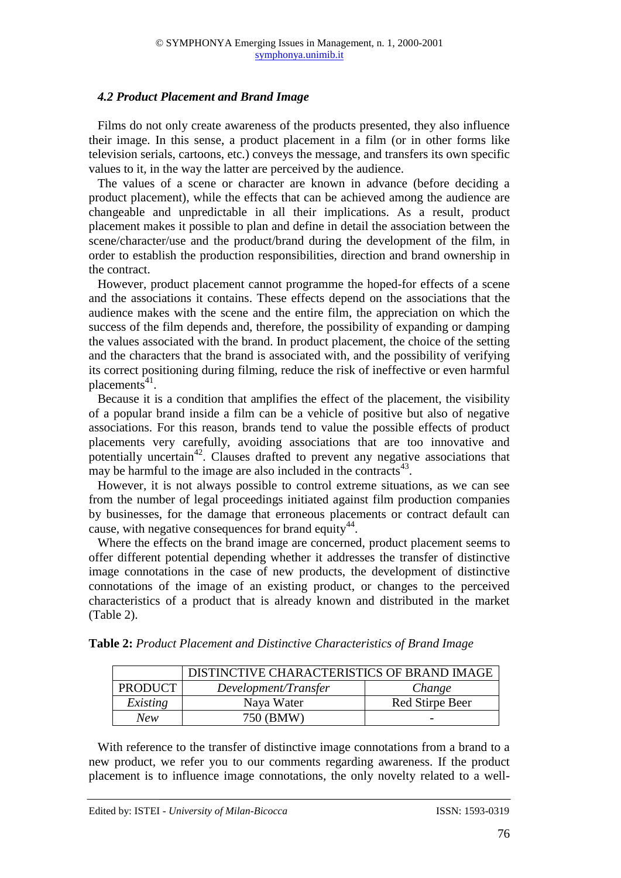### 4.2 Product Placement and Brand Image

Films do not only create awareness of the products presented, they also influence their image. In this sense, a product placement in a film (or in other forms like television serials, cartoons, etc.) conveys the message, and transfers its own specific values to it, in the way the latter are perceived by the audience.

The values of a scene or character are known in advance (before deciding a product placement), while the effects that can be achieved among the audience are changeable and unpredictable in all their implications. As a result, product placement makes it possible to plan and define in detail the association between the scene/character/use and the product/brand during the development of the film, in order to establish the production responsibilities, direction and brand ownership in the contract.

However, product placement cannot programme the hoped-for effects of a scene and the associations it contains. These effects depend on the associations that the audience makes with the scene and the entire film, the appreciation on which the success of the film depends and, therefore, the possibility of expanding or damping the values associated with the brand. In product placement, the choice of the setting and the characters that the brand is associated with, and the possibility of verifying its correct positioning during filming, reduce the risk of ineffective or even harmful placements[41].

Because it is a condition that amplifies the effect of the placement, the visibility of a popular brand inside a film can be a vehicle of positive but also of negative associations. For this reason, brands tend to value the possible effects of product placements very carefully, avoiding associations that are too innovative and potentially uncertain[42]. Clauses drafted to prevent any negative associations that may be harmful to the image are also included in the contracts[43].

However, it is not always possible to control extreme situations, as we can see from the number of legal proceedings initiated against film production companies by businesses, for the damage that erroneous placements or contract default can cause, with negative consequences for brand equity[44].

Where the effects on the brand image are concerned, product placement seems to offer different potential depending whether it addresses the transfer of distinctive image connotations in the case of new products, the development of distinctive connotations of the image of an existing product, or changes to the perceived characteristics of a product that is already known and distributed in the market (Table 2).

**Table 2:** *Product Placement and Distinctive Characteristics of Brand Image*

| | DISTINCTIVE CHARACTERISTICS OF BRAND IMAGE | |
|---|---|---|
| PRODUCT | *Development/Transfer* | *Change* |
| *Existing* | Naya Water | Red Stirpe Beer |
| *New* | 750 (BMW) | - |

With reference to the transfer of distinctive image connotations from a brand to a new product, we refer you to our comments regarding awareness. If the product placement is to influence image connotations, the only novelty related to a well-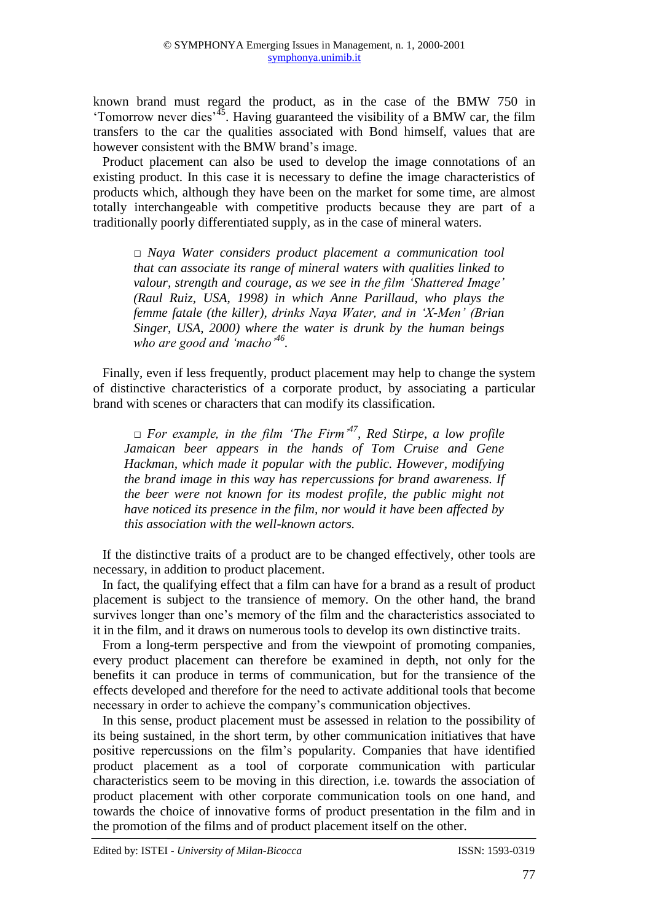known brand must regard the product, as in the case of the BMW 750 in 'Tomorrow never dies'[45]. Having guaranteed the visibility of a BMW car, the film transfers to the car the qualities associated with Bond himself, values that are however consistent with the BMW brand's image.

Product placement can also be used to develop the image connotations of an existing product. In this case it is necessary to define the image characteristics of products which, although they have been on the market for some time, are almost totally interchangeable with competitive products because they are part of a traditionally poorly differentiated supply, as in the case of mineral waters.

> □ *Naya Water considers product placement a communication tool that can associate its range of mineral waters with qualities linked to valour, strength and courage, as we see in the film 'Shattered Image' (Raul Ruiz, USA, 1998) in which Anne Parillaud, who plays the femme fatale (the killer), drinks Naya Water, and in 'X-Men' (Brian Singer, USA, 2000) where the water is drunk by the human beings who are good and 'macho'*[46].

Finally, even if less frequently, product placement may help to change the system of distinctive characteristics of a corporate product, by associating a particular brand with scenes or characters that can modify its classification.

> □ *For example, in the film 'The Firm'*[47]*, Red Stirpe, a low profile Jamaican beer appears in the hands of Tom Cruise and Gene Hackman, which made it popular with the public. However, modifying the brand image in this way has repercussions for brand awareness. If the beer were not known for its modest profile, the public might not have noticed its presence in the film, nor would it have been affected by this association with the well-known actors.*

If the distinctive traits of a product are to be changed effectively, other tools are necessary, in addition to product placement.

In fact, the qualifying effect that a film can have for a brand as a result of product placement is subject to the transience of memory. On the other hand, the brand survives longer than one's memory of the film and the characteristics associated to it in the film, and it draws on numerous tools to develop its own distinctive traits.

From a long-term perspective and from the viewpoint of promoting companies, every product placement can therefore be examined in depth, not only for the benefits it can produce in terms of communication, but for the transience of the effects developed and therefore for the need to activate additional tools that become necessary in order to achieve the company's communication objectives.

In this sense, product placement must be assessed in relation to the possibility of its being sustained, in the short term, by other communication initiatives that have positive repercussions on the film's popularity. Companies that have identified product placement as a tool of corporate communication with particular characteristics seem to be moving in this direction, i.e. towards the association of product placement with other corporate communication tools on one hand, and towards the choice of innovative forms of product presentation in the film and in the promotion of the films and of product placement itself on the other.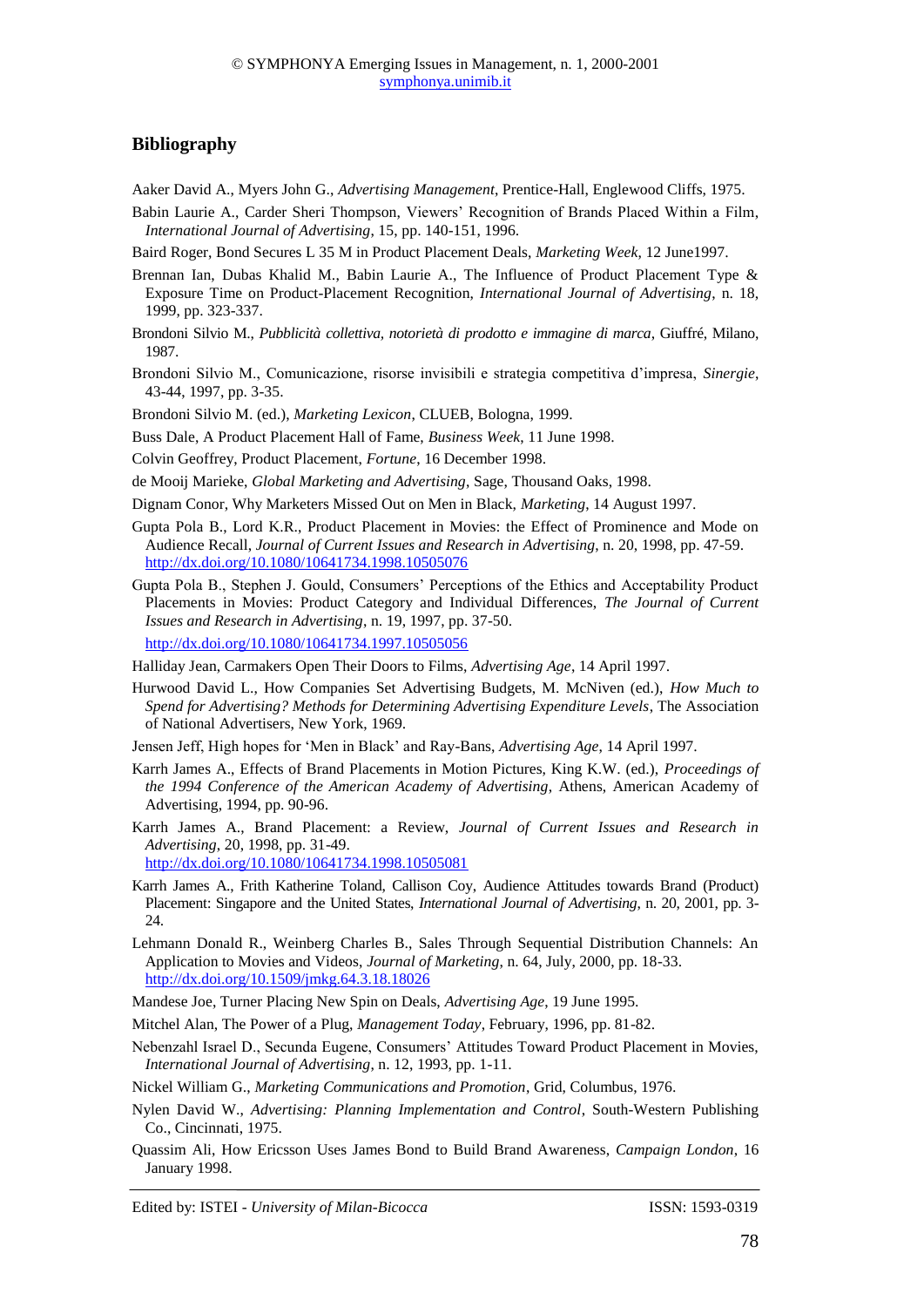## Bibliography

Aaker David A., Myers John G., *Advertising Management*, Prentice-Hall, Englewood Cliffs, 1975.

Babin Laurie A., Carder Sheri Thompson, Viewers' Recognition of Brands Placed Within a Film, *International Journal of Advertising*, 15, pp. 140-151, 1996.

Baird Roger, Bond Secures L 35 M in Product Placement Deals, *Marketing Week*, 12 June1997.

Brennan Ian, Dubas Khalid M., Babin Laurie A., The Influence of Product Placement Type & Exposure Time on Product-Placement Recognition, *International Journal of Advertising*, n. 18, 1999, pp. 323-337.

Brondoni Silvio M., *Pubblicità collettiva, notorietà di prodotto e immagine di marca*, Giuffré, Milano, 1987.

Brondoni Silvio M., Comunicazione, risorse invisibili e strategia competitiva d'impresa, *Sinergie*, 43-44, 1997, pp. 3-35.

Brondoni Silvio M. (ed.), *Marketing Lexicon*, CLUEB, Bologna, 1999.

Buss Dale, A Product Placement Hall of Fame, *Business Week*, 11 June 1998.

Colvin Geoffrey, Product Placement, *Fortune*, 16 December 1998.

de Mooij Marieke, *Global Marketing and Advertising*, Sage, Thousand Oaks, 1998.

Dignam Conor, Why Marketers Missed Out on Men in Black, *Marketing*, 14 August 1997.

Gupta Pola B., Lord K.R., Product Placement in Movies: the Effect of Prominence and Mode on Audience Recall, *Journal of Current Issues and Research in Advertising*, n. 20, 1998, pp. 47-59. http://dx.doi.org/10.1080/10641734.1998.10505076

Gupta Pola B., Stephen J. Gould, Consumers' Perceptions of the Ethics and Acceptability Product Placements in Movies: Product Category and Individual Differences, *The Journal of Current Issues and Research in Advertising*, n. 19, 1997, pp. 37-50. http://dx.doi.org/10.1080/10641734.1997.10505056

Halliday Jean, Carmakers Open Their Doors to Films, *Advertising Age*, 14 April 1997.

Hurwood David L., How Companies Set Advertising Budgets, M. McNiven (ed.), *How Much to Spend for Advertising? Methods for Determining Advertising Expenditure Levels*, The Association of National Advertisers, New York, 1969.

Jensen Jeff, High hopes for 'Men in Black' and Ray-Bans, *Advertising Age*, 14 April 1997.

Karrh James A., Effects of Brand Placements in Motion Pictures, King K.W. (ed.), *Proceedings of the 1994 Conference of the American Academy of Advertising*, Athens, American Academy of Advertising, 1994, pp. 90-96.

Karrh James A., Brand Placement: a Review, *Journal of Current Issues and Research in Advertising*, 20, 1998, pp. 31-49. http://dx.doi.org/10.1080/10641734.1998.10505081

Karrh James A., Frith Katherine Toland, Callison Coy, Audience Attitudes towards Brand (Product) Placement: Singapore and the United States, *International Journal of Advertising*, n. 20, 2001, pp. 3-24.

Lehmann Donald R., Weinberg Charles B., Sales Through Sequential Distribution Channels: An Application to Movies and Videos, *Journal of Marketing*, n. 64, July, 2000, pp. 18-33. http://dx.doi.org/10.1509/jmkg.64.3.18.18026

Mandese Joe, Turner Placing New Spin on Deals, *Advertising Age*, 19 June 1995.

Mitchel Alan, The Power of a Plug, *Management Today*, February, 1996, pp. 81-82.

Nebenzahl Israel D., Secunda Eugene, Consumers' Attitudes Toward Product Placement in Movies, *International Journal of Advertising*, n. 12, 1993, pp. 1-11.

Nickel William G., *Marketing Communications and Promotion*, Grid, Columbus, 1976.

Nylen David W., *Advertising: Planning Implementation and Control*, South-Western Publishing Co., Cincinnati, 1975.

Quassim Ali, How Ericsson Uses James Bond to Build Brand Awareness, *Campaign London*, 16 January 1998.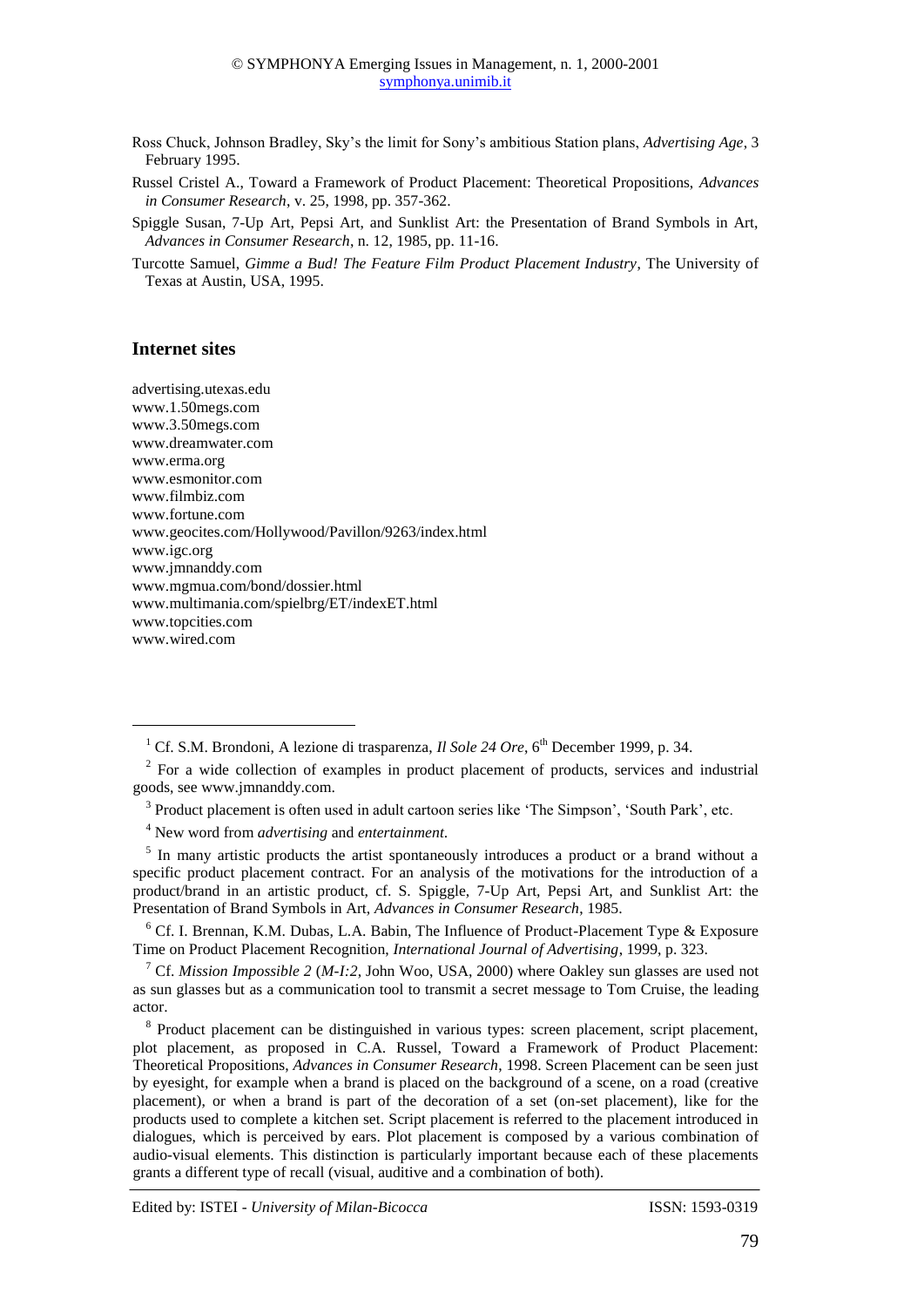Ross Chuck, Johnson Bradley, Sky's the limit for Sony's ambitious Station plans, *Advertising Age*, 3 February 1995.

Russel Cristel A., Toward a Framework of Product Placement: Theoretical Propositions, *Advances in Consumer Research*, v. 25, 1998, pp. 357-362.

Spiggle Susan, 7-Up Art, Pepsi Art, and Sunklist Art: the Presentation of Brand Symbols in Art, *Advances in Consumer Research*, n. 12, 1985, pp. 11-16.

Turcotte Samuel, *Gimme a Bud! The Feature Film Product Placement Industry*, The University of Texas at Austin, USA, 1995.

### Internet sites

advertising.utexas.edu
www.1.50megs.com
www.3.50megs.com
www.dreamwater.com
www.erma.org
www.esmonitor.com
www.filmbiz.com
www.fortune.com
www.geocites.com/Hollywood/Pavillon/9263/index.html
www.igc.org
www.jmnanddy.com
www.mgmua.com/bond/dossier.html
www.multimania.com/spielbrg/ET/indexET.html
www.topcities.com
www.wired.com

---

[1] Cf. S.M. Brondoni, A lezione di trasparenza, *Il Sole 24 Ore*, 6th December 1999, p. 34.

[2] For a wide collection of examples in product placement of products, services and industrial goods, see www.jmnanddy.com.

[3] Product placement is often used in adult cartoon series like 'The Simpson', 'South Park', etc.

[4] New word from *advertising* and *entertainment*.

[5] In many artistic products the artist spontaneously introduces a product or a brand without a specific product placement contract. For an analysis of the motivations for the introduction of a product/brand in an artistic product, cf. S. Spiggle, 7-Up Art, Pepsi Art, and Sunklist Art: the Presentation of Brand Symbols in Art, *Advances in Consumer Research*, 1985.

[6] Cf. I. Brennan, K.M. Dubas, L.A. Babin, The Influence of Product-Placement Type & Exposure Time on Product Placement Recognition, *International Journal of Advertising*, 1999, p. 323.

[7] Cf. *Mission Impossible 2* (*M-I:2*, John Woo, USA, 2000) where Oakley sun glasses are used not as sun glasses but as a communication tool to transmit a secret message to Tom Cruise, the leading actor.

[8] Product placement can be distinguished in various types: screen placement, script placement, plot placement, as proposed in C.A. Russel, Toward a Framework of Product Placement: Theoretical Propositions, *Advances in Consumer Research*, 1998. Screen Placement can be seen just by eyesight, for example when a brand is placed on the background of a scene, on a road (creative placement), or when a brand is part of the decoration of a set (on-set placement), like for the products used to complete a kitchen set. Script placement is referred to the placement introduced in dialogues, which is perceived by ears. Plot placement is composed by a various combination of audio-visual elements. This distinction is particularly important because each of these placements grants a different type of recall (visual, auditive and a combination of both).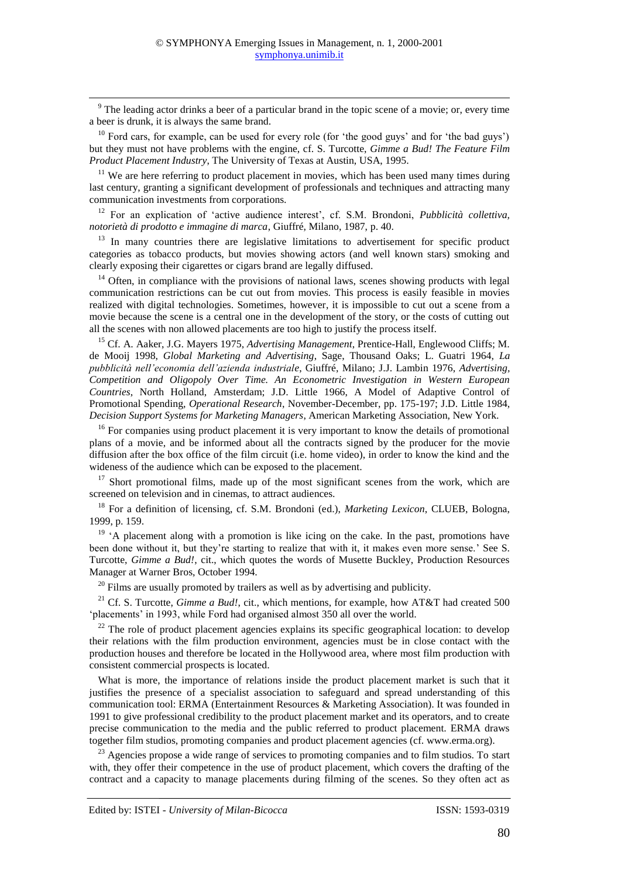[9] The leading actor drinks a beer of a particular brand in the topic scene of a movie; or, every time a beer is drunk, it is always the same brand.

[10] Ford cars, for example, can be used for every role (for 'the good guys' and for 'the bad guys') but they must not have problems with the engine, cf. S. Turcotte, *Gimme a Bud! The Feature Film Product Placement Industry*, The University of Texas at Austin, USA, 1995.

[11] We are here referring to product placement in movies, which has been used many times during last century, granting a significant development of professionals and techniques and attracting many communication investments from corporations.

[12] For an explication of 'active audience interest', cf. S.M. Brondoni, *Pubblicità collettiva, notorietà di prodotto e immagine di marca*, Giuffré, Milano, 1987, p. 40.

[13] In many countries there are legislative limitations to advertisement for specific product categories as tobacco products, but movies showing actors (and well known stars) smoking and clearly exposing their cigarettes or cigars brand are legally diffused.

[14] Often, in compliance with the provisions of national laws, scenes showing products with legal communication restrictions can be cut out from movies. This process is easily feasible in movies realized with digital technologies. Sometimes, however, it is impossible to cut out a scene from a movie because the scene is a central one in the development of the story, or the costs of cutting out all the scenes with non allowed placements are too high to justify the process itself.

[15] Cf. A. Aaker, J.G. Mayers 1975, *Advertising Management*, Prentice-Hall, Englewood Cliffs; M. de Mooij 1998, *Global Marketing and Advertising*, Sage, Thousand Oaks; L. Guatri 1964, *La pubblicità nell'economia dell'azienda industriale*, Giuffré, Milano; J.J. Lambin 1976, *Advertising, Competition and Oligopoly Over Time. An Econometric Investigation in Western European Countries*, North Holland, Amsterdam; J.D. Little 1966, A Model of Adaptive Control of Promotional Spending, *Operational Research*, November-December, pp. 175-197; J.D. Little 1984, *Decision Support Systems for Marketing Managers*, American Marketing Association, New York.

[16] For companies using product placement it is very important to know the details of promotional plans of a movie, and be informed about all the contracts signed by the producer for the movie diffusion after the box office of the film circuit (i.e. home video), in order to know the kind and the wideness of the audience which can be exposed to the placement.

[17] Short promotional films, made up of the most significant scenes from the work, which are screened on television and in cinemas, to attract audiences.

[18] For a definition of licensing, cf. S.M. Brondoni (ed.), *Marketing Lexicon*, CLUEB, Bologna, 1999, p. 159.

[19] 'A placement along with a promotion is like icing on the cake. In the past, promotions have been done without it, but they're starting to realize that with it, it makes even more sense.' See S. Turcotte, *Gimme a Bud!*, cit., which quotes the words of Musette Buckley, Production Resources Manager at Warner Bros, October 1994.

[20] Films are usually promoted by trailers as well as by advertising and publicity.

[21] Cf. S. Turcotte, *Gimme a Bud!*, cit., which mentions, for example, how AT&T had created 500 'placements' in 1993, while Ford had organised almost 350 all over the world.

[22] The role of product placement agencies explains its specific geographical location: to develop their relations with the film production environment, agencies must be in close contact with the production houses and therefore be located in the Hollywood area, where most film production with consistent commercial prospects is located.

What is more, the importance of relations inside the product placement market is such that it justifies the presence of a specialist association to safeguard and spread understanding of this communication tool: ERMA (Entertainment Resources & Marketing Association). It was founded in 1991 to give professional credibility to the product placement market and its operators, and to create precise communication to the media and the public referred to product placement. ERMA draws together film studios, promoting companies and product placement agencies (cf. www.erma.org).

[23] Agencies propose a wide range of services to promoting companies and to film studios. To start with, they offer their competence in the use of product placement, which covers the drafting of the contract and a capacity to manage placements during filming of the scenes. So they often act as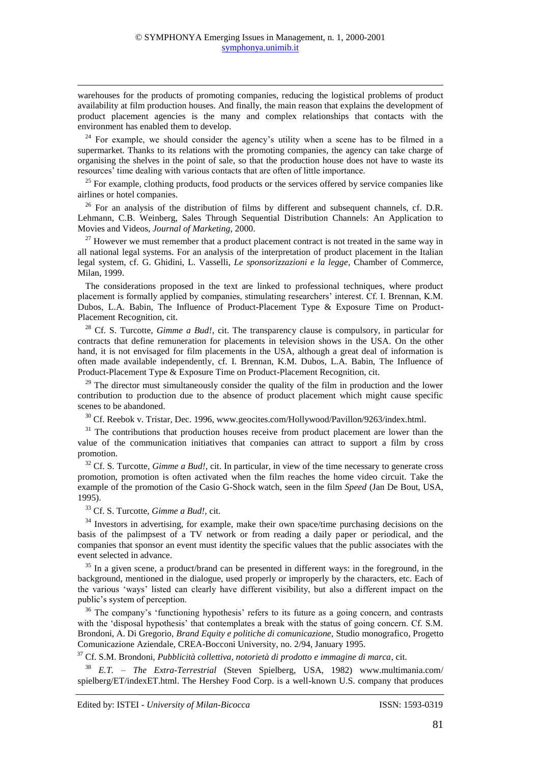warehouses for the products of promoting companies, reducing the logistical problems of product availability at film production houses. And finally, the main reason that explains the development of product placement agencies is the many and complex relationships that contacts with the environment has enabled them to develop.

[24] For example, we should consider the agency's utility when a scene has to be filmed in a supermarket. Thanks to its relations with the promoting companies, the agency can take charge of organising the shelves in the point of sale, so that the production house does not have to waste its resources' time dealing with various contacts that are often of little importance.

[25] For example, clothing products, food products or the services offered by service companies like airlines or hotel companies.

[26] For an analysis of the distribution of films by different and subsequent channels, cf. D.R. Lehmann, C.B. Weinberg, Sales Through Sequential Distribution Channels: An Application to Movies and Videos, *Journal of Marketing*, 2000.

[27] However we must remember that a product placement contract is not treated in the same way in all national legal systems. For an analysis of the interpretation of product placement in the Italian legal system, cf. G. Ghidini, L. Vasselli, *Le sponsorizzazioni e la legge*, Chamber of Commerce, Milan, 1999.

The considerations proposed in the text are linked to professional techniques, where product placement is formally applied by companies, stimulating researchers' interest. Cf. I. Brennan, K.M. Dubos, L.A. Babin, The Influence of Product-Placement Type & Exposure Time on Product-Placement Recognition, cit.

[28] Cf. S. Turcotte, *Gimme a Bud!*, cit. The transparency clause is compulsory, in particular for contracts that define remuneration for placements in television shows in the USA. On the other hand, it is not envisaged for film placements in the USA, although a great deal of information is often made available independently, cf. I. Brennan, K.M. Dubos, L.A. Babin, The Influence of Product-Placement Type & Exposure Time on Product-Placement Recognition, cit.

[29] The director must simultaneously consider the quality of the film in production and the lower contribution to production due to the absence of product placement which might cause specific scenes to be abandoned.

[30] Cf. Reebok v. Tristar, Dec. 1996, www.geocites.com/Hollywood/Pavillon/9263/index.html.

[31] The contributions that production houses receive from product placement are lower than the value of the communication initiatives that companies can attract to support a film by cross promotion.

[32] Cf. S. Turcotte, *Gimme a Bud!*, cit. In particular, in view of the time necessary to generate cross promotion, promotion is often activated when the film reaches the home video circuit. Take the example of the promotion of the Casio G-Shock watch, seen in the film *Speed* (Jan De Bout, USA, 1995).

[33] Cf. S. Turcotte, *Gimme a Bud!*, cit.

[34] Investors in advertising, for example, make their own space/time purchasing decisions on the basis of the palimpsest of a TV network or from reading a daily paper or periodical, and the companies that sponsor an event must identity the specific values that the public associates with the event selected in advance.

[35] In a given scene, a product/brand can be presented in different ways: in the foreground, in the background, mentioned in the dialogue, used properly or improperly by the characters, etc. Each of the various 'ways' listed can clearly have different visibility, but also a different impact on the public's system of perception.

[36] The company's 'functioning hypothesis' refers to its future as a going concern, and contrasts with the 'disposal hypothesis' that contemplates a break with the status of going concern. Cf. S.M. Brondoni, A. Di Gregorio, *Brand Equity e politiche di comunicazione*, Studio monografico, Progetto Comunicazione Aziendale, CREA-Bocconi University, no. 2/94, January 1995.

[37] Cf. S.M. Brondoni, *Pubblicità collettiva, notorietà di prodotto e immagine di marca*, cit.

[38] *E.T. – The Extra-Terrestrial* (Steven Spielberg, USA, 1982) www.multimania.com/spielberg/ET/indexET.html. The Hershey Food Corp. is a well-known U.S. company that produces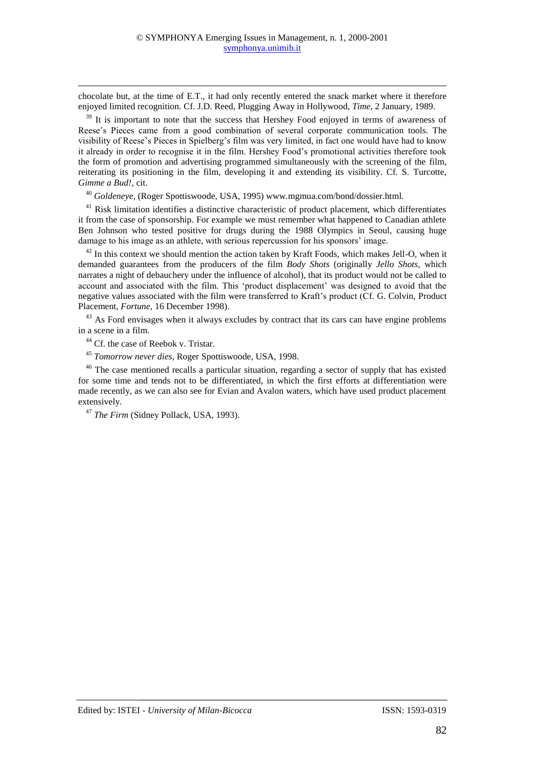chocolate but, at the time of E.T., it had only recently entered the snack market where it therefore enjoyed limited recognition. Cf. J.D. Reed, Plugging Away in Hollywood, *Time*, 2 January, 1989.

[39] It is important to note that the success that Hershey Food enjoyed in terms of awareness of Reese's Pieces came from a good combination of several corporate communication tools. The visibility of Reese's Pieces in Spielberg's film was very limited, in fact one would have had to know it already in order to recognise it in the film. Hershey Food's promotional activities therefore took the form of promotion and advertising programmed simultaneously with the screening of the film, reiterating its positioning in the film, developing it and extending its visibility. Cf. S. Turcotte, *Gimme a Bud!*, cit.

[40] *Goldeneye*, (Roger Spottiswoode, USA, 1995) www.mgmua.com/bond/dossier.html.

[41] Risk limitation identifies a distinctive characteristic of product placement, which differentiates it from the case of sponsorship. For example we must remember what happened to Canadian athlete Ben Johnson who tested positive for drugs during the 1988 Olympics in Seoul, causing huge damage to his image as an athlete, with serious repercussion for his sponsors' image.

[42] In this context we should mention the action taken by Kraft Foods, which makes Jell-O, when it demanded guarantees from the producers of the film *Body Shots* (originally *Jello Shots*, which narrates a night of debauchery under the influence of alcohol), that its product would not be called to account and associated with the film. This 'product displacement' was designed to avoid that the negative values associated with the film were transferred to Kraft's product (Cf. G. Colvin, Product Placement, *Fortune*, 16 December 1998).

[43] As Ford envisages when it always excludes by contract that its cars can have engine problems in a scene in a film.

[44] Cf. the case of Reebok v. Tristar.

[45] *Tomorrow never dies*, Roger Spottiswoode, USA, 1998.

[46] The case mentioned recalls a particular situation, regarding a sector of supply that has existed for some time and tends not to be differentiated, in which the first efforts at differentiation were made recently, as we can also see for Evian and Avalon waters, which have used product placement extensively.

[47] *The Firm* (Sidney Pollack, USA, 1993).